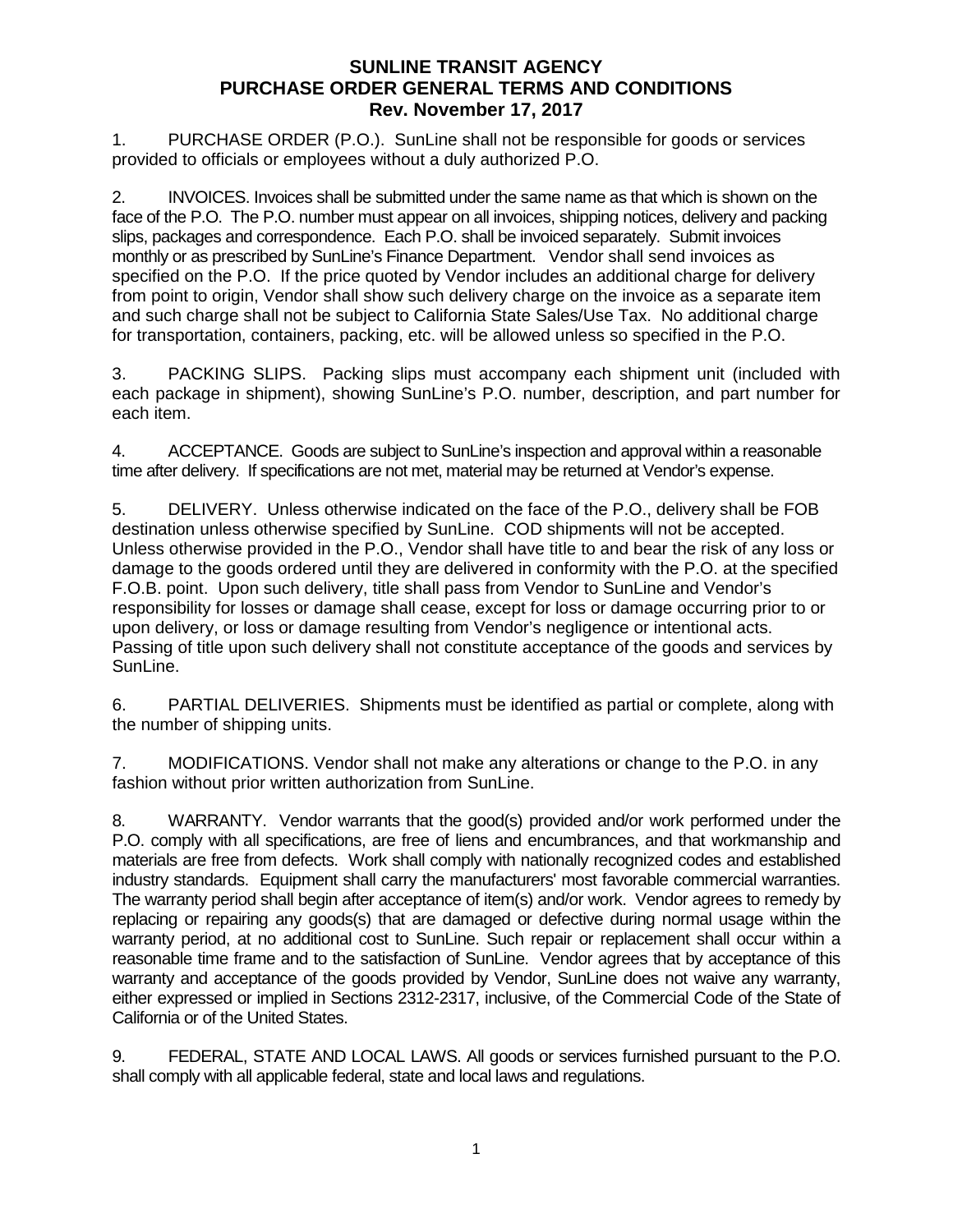# SUNLINE TRANSIT AGENCY
## PURCHASE ORDER GENERAL TERMS AND CONDITIONS
### Rev. November 17, 2017

1. PURCHASE ORDER (P.O.). SunLine shall not be responsible for goods or services provided to officials or employees without a duly authorized P.O.

2. INVOICES. Invoices shall be submitted under the same name as that which is shown on the face of the P.O. The P.O. number must appear on all invoices, shipping notices, delivery and packing slips, packages and correspondence. Each P.O. shall be invoiced separately. Submit invoices monthly or as prescribed by SunLine's Finance Department. Vendor shall send invoices as specified on the P.O. If the price quoted by Vendor includes an additional charge for delivery from point to origin, Vendor shall show such delivery charge on the invoice as a separate item and such charge shall not be subject to California State Sales/Use Tax. No additional charge for transportation, containers, packing, etc. will be allowed unless so specified in the P.O.

3. PACKING SLIPS. Packing slips must accompany each shipment unit (included with each package in shipment), showing SunLine's P.O. number, description, and part number for each item.

4. ACCEPTANCE. Goods are subject to SunLine's inspection and approval within a reasonable time after delivery. If specifications are not met, material may be returned at Vendor's expense.

5. DELIVERY. Unless otherwise indicated on the face of the P.O., delivery shall be FOB destination unless otherwise specified by SunLine. COD shipments will not be accepted. Unless otherwise provided in the P.O., Vendor shall have title to and bear the risk of any loss or damage to the goods ordered until they are delivered in conformity with the P.O. at the specified F.O.B. point. Upon such delivery, title shall pass from Vendor to SunLine and Vendor's responsibility for losses or damage shall cease, except for loss or damage occurring prior to or upon delivery, or loss or damage resulting from Vendor's negligence or intentional acts. Passing of title upon such delivery shall not constitute acceptance of the goods and services by SunLine.

6. PARTIAL DELIVERIES. Shipments must be identified as partial or complete, along with the number of shipping units.

7. MODIFICATIONS. Vendor shall not make any alterations or change to the P.O. in any fashion without prior written authorization from SunLine.

8. WARRANTY. Vendor warrants that the good(s) provided and/or work performed under the P.O. comply with all specifications, are free of liens and encumbrances, and that workmanship and materials are free from defects. Work shall comply with nationally recognized codes and established industry standards. Equipment shall carry the manufacturers' most favorable commercial warranties. The warranty period shall begin after acceptance of item(s) and/or work. Vendor agrees to remedy by replacing or repairing any goods(s) that are damaged or defective during normal usage within the warranty period, at no additional cost to SunLine. Such repair or replacement shall occur within a reasonable time frame and to the satisfaction of SunLine. Vendor agrees that by acceptance of this warranty and acceptance of the goods provided by Vendor, SunLine does not waive any warranty, either expressed or implied in Sections 2312-2317, inclusive, of the Commercial Code of the State of California or of the United States.

9. FEDERAL, STATE AND LOCAL LAWS. All goods or services furnished pursuant to the P.O. shall comply with all applicable federal, state and local laws and regulations.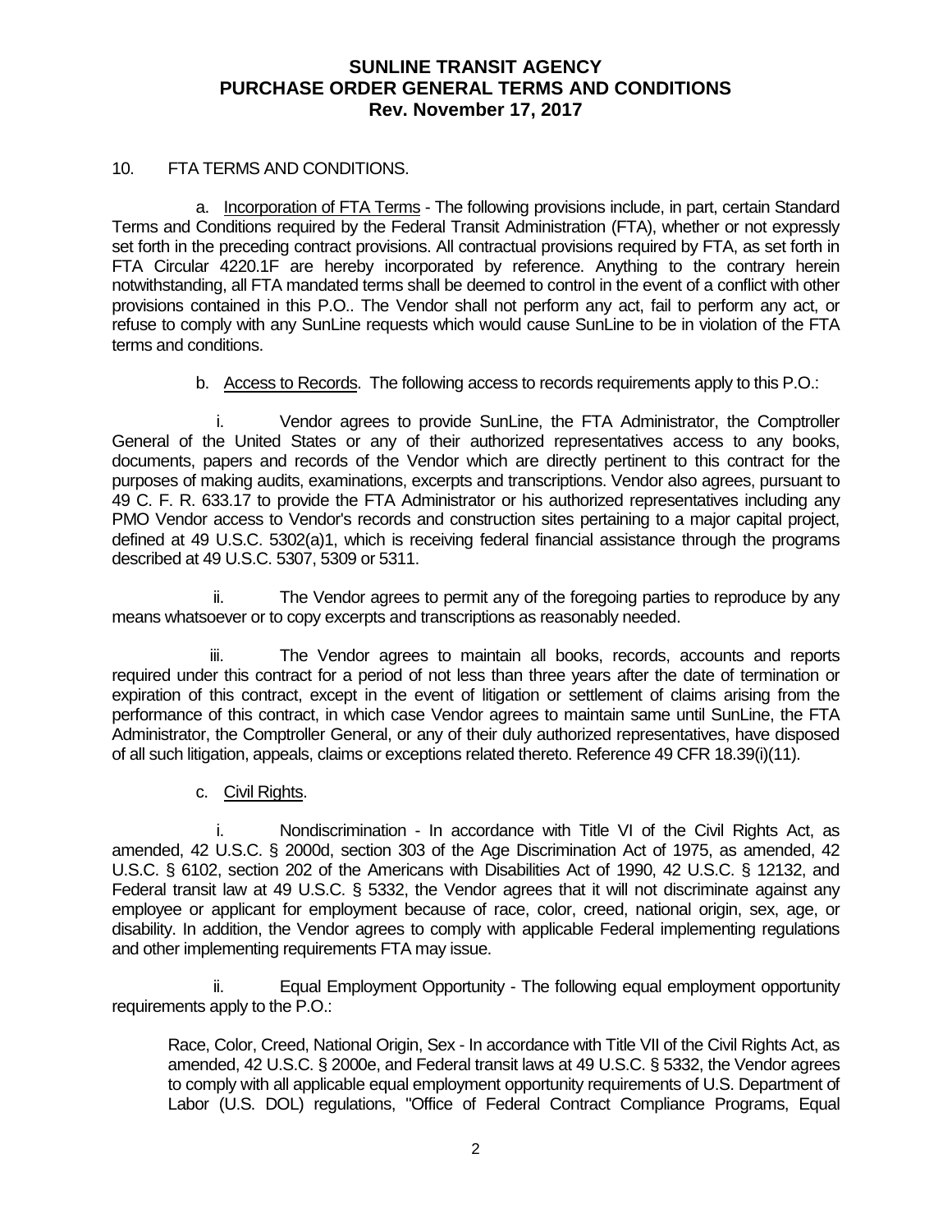10. FTA TERMS AND CONDITIONS.

a. Incorporation of FTA Terms - The following provisions include, in part, certain Standard Terms and Conditions required by the Federal Transit Administration (FTA), whether or not expressly set forth in the preceding contract provisions. All contractual provisions required by FTA, as set forth in FTA Circular 4220.1F are hereby incorporated by reference. Anything to the contrary herein notwithstanding, all FTA mandated terms shall be deemed to control in the event of a conflict with other provisions contained in this P.O.. The Vendor shall not perform any act, fail to perform any act, or refuse to comply with any SunLine requests which would cause SunLine to be in violation of the FTA terms and conditions.

b. Access to Records. The following access to records requirements apply to this P.O.:

i. Vendor agrees to provide SunLine, the FTA Administrator, the Comptroller General of the United States or any of their authorized representatives access to any books, documents, papers and records of the Vendor which are directly pertinent to this contract for the purposes of making audits, examinations, excerpts and transcriptions. Vendor also agrees, pursuant to 49 C. F. R. 633.17 to provide the FTA Administrator or his authorized representatives including any PMO Vendor access to Vendor's records and construction sites pertaining to a major capital project, defined at 49 U.S.C. 5302(a)1, which is receiving federal financial assistance through the programs described at 49 U.S.C. 5307, 5309 or 5311.

ii. The Vendor agrees to permit any of the foregoing parties to reproduce by any means whatsoever or to copy excerpts and transcriptions as reasonably needed.

iii. The Vendor agrees to maintain all books, records, accounts and reports required under this contract for a period of not less than three years after the date of termination or expiration of this contract, except in the event of litigation or settlement of claims arising from the performance of this contract, in which case Vendor agrees to maintain same until SunLine, the FTA Administrator, the Comptroller General, or any of their duly authorized representatives, have disposed of all such litigation, appeals, claims or exceptions related thereto. Reference 49 CFR 18.39(i)(11).

c. Civil Rights.

i. Nondiscrimination - In accordance with Title VI of the Civil Rights Act, as amended, 42 U.S.C. § 2000d, section 303 of the Age Discrimination Act of 1975, as amended, 42 U.S.C. § 6102, section 202 of the Americans with Disabilities Act of 1990, 42 U.S.C. § 12132, and Federal transit law at 49 U.S.C. § 5332, the Vendor agrees that it will not discriminate against any employee or applicant for employment because of race, color, creed, national origin, sex, age, or disability. In addition, the Vendor agrees to comply with applicable Federal implementing regulations and other implementing requirements FTA may issue.

ii. Equal Employment Opportunity - The following equal employment opportunity requirements apply to the P.O.:

Race, Color, Creed, National Origin, Sex - In accordance with Title VII of the Civil Rights Act, as amended, 42 U.S.C. § 2000e, and Federal transit laws at 49 U.S.C. § 5332, the Vendor agrees to comply with all applicable equal employment opportunity requirements of U.S. Department of Labor (U.S. DOL) regulations, "Office of Federal Contract Compliance Programs, Equal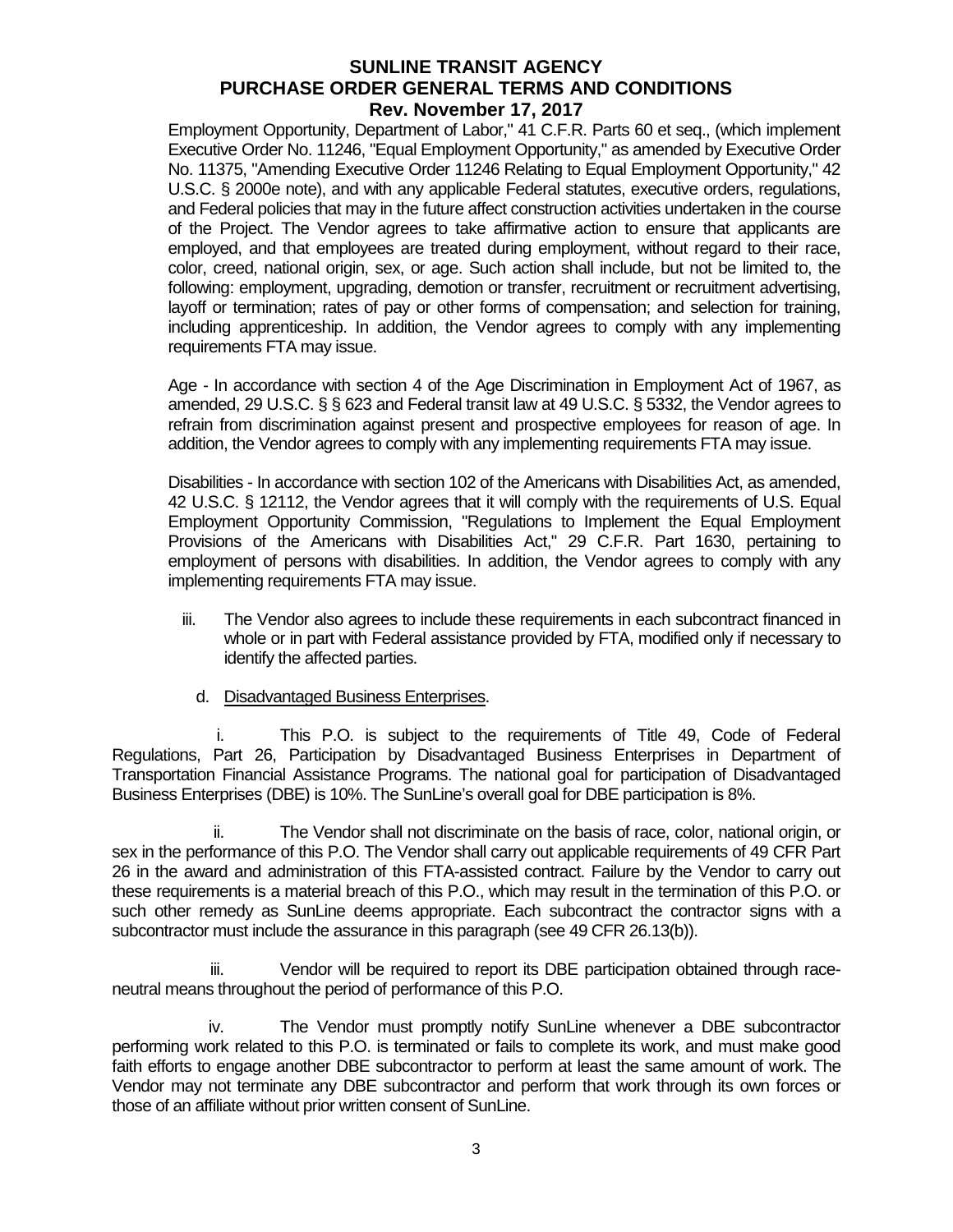Employment Opportunity, Department of Labor," 41 C.F.R. Parts 60 et seq., (which implement Executive Order No. 11246, "Equal Employment Opportunity," as amended by Executive Order No. 11375, "Amending Executive Order 11246 Relating to Equal Employment Opportunity," 42 U.S.C. § 2000e note), and with any applicable Federal statutes, executive orders, regulations, and Federal policies that may in the future affect construction activities undertaken in the course of the Project. The Vendor agrees to take affirmative action to ensure that applicants are employed, and that employees are treated during employment, without regard to their race, color, creed, national origin, sex, or age. Such action shall include, but not be limited to, the following: employment, upgrading, demotion or transfer, recruitment or recruitment advertising, layoff or termination; rates of pay or other forms of compensation; and selection for training, including apprenticeship. In addition, the Vendor agrees to comply with any implementing requirements FTA may issue.

Age - In accordance with section 4 of the Age Discrimination in Employment Act of 1967, as amended, 29 U.S.C. § § 623 and Federal transit law at 49 U.S.C. § 5332, the Vendor agrees to refrain from discrimination against present and prospective employees for reason of age. In addition, the Vendor agrees to comply with any implementing requirements FTA may issue.

Disabilities - In accordance with section 102 of the Americans with Disabilities Act, as amended, 42 U.S.C. § 12112, the Vendor agrees that it will comply with the requirements of U.S. Equal Employment Opportunity Commission, "Regulations to Implement the Equal Employment Provisions of the Americans with Disabilities Act," 29 C.F.R. Part 1630, pertaining to employment of persons with disabilities. In addition, the Vendor agrees to comply with any implementing requirements FTA may issue.

iii. The Vendor also agrees to include these requirements in each subcontract financed in whole or in part with Federal assistance provided by FTA, modified only if necessary to identify the affected parties.

d. Disadvantaged Business Enterprises.

i. This P.O. is subject to the requirements of Title 49, Code of Federal Regulations, Part 26, Participation by Disadvantaged Business Enterprises in Department of Transportation Financial Assistance Programs. The national goal for participation of Disadvantaged Business Enterprises (DBE) is 10%. The SunLine's overall goal for DBE participation is 8%.

ii. The Vendor shall not discriminate on the basis of race, color, national origin, or sex in the performance of this P.O. The Vendor shall carry out applicable requirements of 49 CFR Part 26 in the award and administration of this FTA-assisted contract. Failure by the Vendor to carry out these requirements is a material breach of this P.O., which may result in the termination of this P.O. or such other remedy as SunLine deems appropriate. Each subcontract the contractor signs with a subcontractor must include the assurance in this paragraph (see 49 CFR 26.13(b)).

iii. Vendor will be required to report its DBE participation obtained through race-neutral means throughout the period of performance of this P.O.

iv. The Vendor must promptly notify SunLine whenever a DBE subcontractor performing work related to this P.O. is terminated or fails to complete its work, and must make good faith efforts to engage another DBE subcontractor to perform at least the same amount of work. The Vendor may not terminate any DBE subcontractor and perform that work through its own forces or those of an affiliate without prior written consent of SunLine.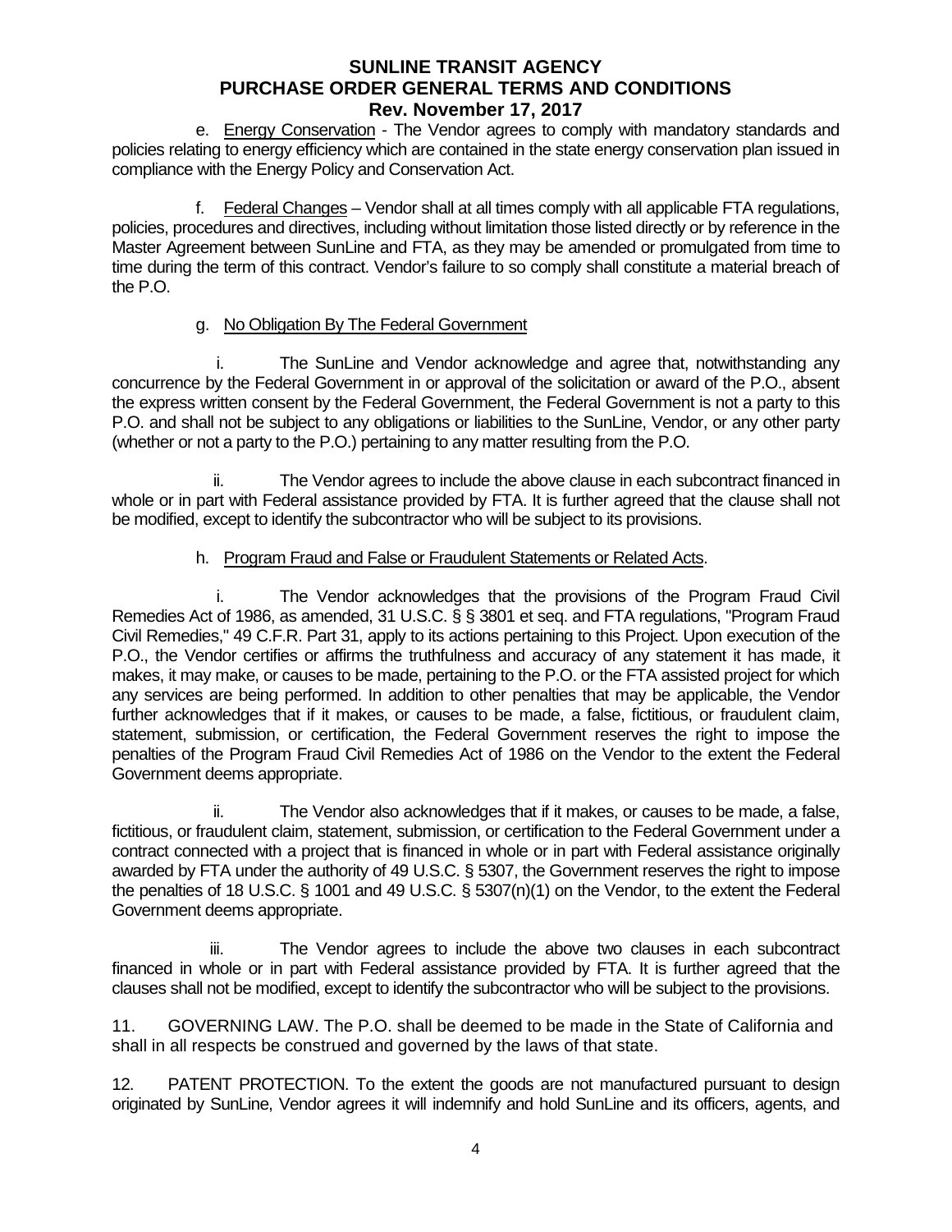e. Energy Conservation - The Vendor agrees to comply with mandatory standards and policies relating to energy efficiency which are contained in the state energy conservation plan issued in compliance with the Energy Policy and Conservation Act.

f. Federal Changes – Vendor shall at all times comply with all applicable FTA regulations, policies, procedures and directives, including without limitation those listed directly or by reference in the Master Agreement between SunLine and FTA, as they may be amended or promulgated from time to time during the term of this contract. Vendor's failure to so comply shall constitute a material breach of the P.O.

g. No Obligation By The Federal Government

i. The SunLine and Vendor acknowledge and agree that, notwithstanding any concurrence by the Federal Government in or approval of the solicitation or award of the P.O., absent the express written consent by the Federal Government, the Federal Government is not a party to this P.O. and shall not be subject to any obligations or liabilities to the SunLine, Vendor, or any other party (whether or not a party to the P.O.) pertaining to any matter resulting from the P.O.

ii. The Vendor agrees to include the above clause in each subcontract financed in whole or in part with Federal assistance provided by FTA. It is further agreed that the clause shall not be modified, except to identify the subcontractor who will be subject to its provisions.

h. Program Fraud and False or Fraudulent Statements or Related Acts.

i. The Vendor acknowledges that the provisions of the Program Fraud Civil Remedies Act of 1986, as amended, 31 U.S.C. § § 3801 et seq. and FTA regulations, "Program Fraud Civil Remedies," 49 C.F.R. Part 31, apply to its actions pertaining to this Project. Upon execution of the P.O., the Vendor certifies or affirms the truthfulness and accuracy of any statement it has made, it makes, it may make, or causes to be made, pertaining to the P.O. or the FTA assisted project for which any services are being performed. In addition to other penalties that may be applicable, the Vendor further acknowledges that if it makes, or causes to be made, a false, fictitious, or fraudulent claim, statement, submission, or certification, the Federal Government reserves the right to impose the penalties of the Program Fraud Civil Remedies Act of 1986 on the Vendor to the extent the Federal Government deems appropriate.

ii. The Vendor also acknowledges that if it makes, or causes to be made, a false, fictitious, or fraudulent claim, statement, submission, or certification to the Federal Government under a contract connected with a project that is financed in whole or in part with Federal assistance originally awarded by FTA under the authority of 49 U.S.C. § 5307, the Government reserves the right to impose the penalties of 18 U.S.C. § 1001 and 49 U.S.C. § 5307(n)(1) on the Vendor, to the extent the Federal Government deems appropriate.

iii. The Vendor agrees to include the above two clauses in each subcontract financed in whole or in part with Federal assistance provided by FTA. It is further agreed that the clauses shall not be modified, except to identify the subcontractor who will be subject to the provisions.

11. GOVERNING LAW. The P.O. shall be deemed to be made in the State of California and shall in all respects be construed and governed by the laws of that state.

12. PATENT PROTECTION. To the extent the goods are not manufactured pursuant to design originated by SunLine, Vendor agrees it will indemnify and hold SunLine and its officers, agents, and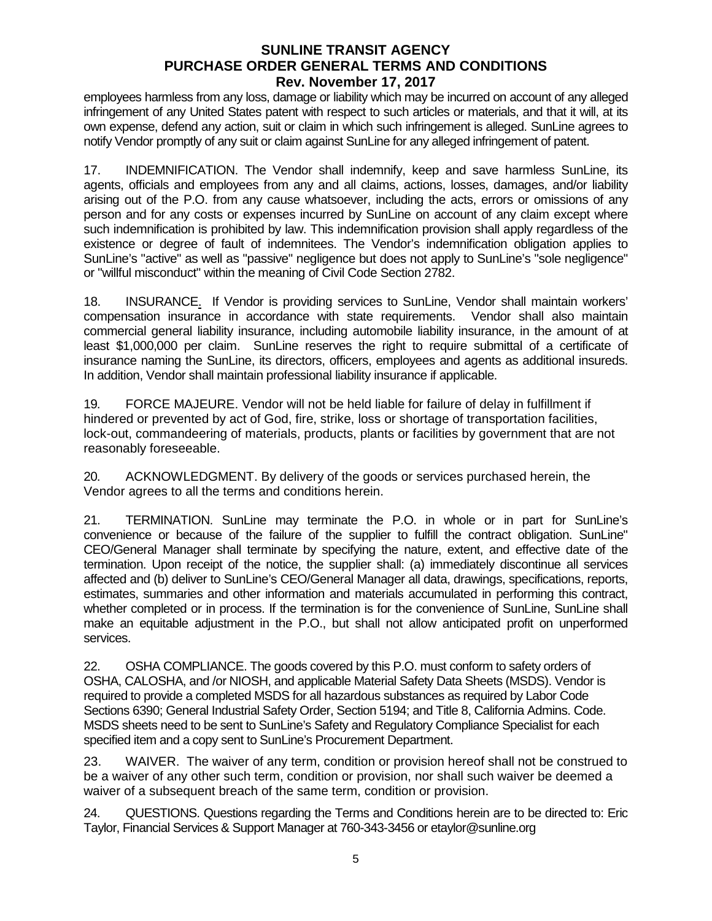employees harmless from any loss, damage or liability which may be incurred on account of any alleged infringement of any United States patent with respect to such articles or materials, and that it will, at its own expense, defend any action, suit or claim in which such infringement is alleged. SunLine agrees to notify Vendor promptly of any suit or claim against SunLine for any alleged infringement of patent.

17. INDEMNIFICATION. The Vendor shall indemnify, keep and save harmless SunLine, its agents, officials and employees from any and all claims, actions, losses, damages, and/or liability arising out of the P.O. from any cause whatsoever, including the acts, errors or omissions of any person and for any costs or expenses incurred by SunLine on account of any claim except where such indemnification is prohibited by law. This indemnification provision shall apply regardless of the existence or degree of fault of indemnitees. The Vendor's indemnification obligation applies to SunLine's "active" as well as "passive" negligence but does not apply to SunLine's "sole negligence" or "willful misconduct" within the meaning of Civil Code Section 2782.

18. INSURANCE. If Vendor is providing services to SunLine, Vendor shall maintain workers' compensation insurance in accordance with state requirements. Vendor shall also maintain commercial general liability insurance, including automobile liability insurance, in the amount of at least $1,000,000 per claim. SunLine reserves the right to require submittal of a certificate of insurance naming the SunLine, its directors, officers, employees and agents as additional insureds. In addition, Vendor shall maintain professional liability insurance if applicable.

19. FORCE MAJEURE. Vendor will not be held liable for failure of delay in fulfillment if hindered or prevented by act of God, fire, strike, loss or shortage of transportation facilities, lock-out, commandeering of materials, products, plants or facilities by government that are not reasonably foreseeable.

20. ACKNOWLEDGMENT. By delivery of the goods or services purchased herein, the Vendor agrees to all the terms and conditions herein.

21. TERMINATION. SunLine may terminate the P.O. in whole or in part for SunLine's convenience or because of the failure of the supplier to fulfill the contract obligation. SunLine" CEO/General Manager shall terminate by specifying the nature, extent, and effective date of the termination. Upon receipt of the notice, the supplier shall: (a) immediately discontinue all services affected and (b) deliver to SunLine's CEO/General Manager all data, drawings, specifications, reports, estimates, summaries and other information and materials accumulated in performing this contract, whether completed or in process. If the termination is for the convenience of SunLine, SunLine shall make an equitable adjustment in the P.O., but shall not allow anticipated profit on unperformed services.

22. OSHA COMPLIANCE. The goods covered by this P.O. must conform to safety orders of OSHA, CALOSHA, and /or NIOSH, and applicable Material Safety Data Sheets (MSDS). Vendor is required to provide a completed MSDS for all hazardous substances as required by Labor Code Sections 6390; General Industrial Safety Order, Section 5194; and Title 8, California Admins. Code. MSDS sheets need to be sent to SunLine's Safety and Regulatory Compliance Specialist for each specified item and a copy sent to SunLine's Procurement Department.

23. WAIVER. The waiver of any term, condition or provision hereof shall not be construed to be a waiver of any other such term, condition or provision, nor shall such waiver be deemed a waiver of a subsequent breach of the same term, condition or provision.

24. QUESTIONS. Questions regarding the Terms and Conditions herein are to be directed to: Eric Taylor, Financial Services & Support Manager at 760-343-3456 or etaylor@sunline.org